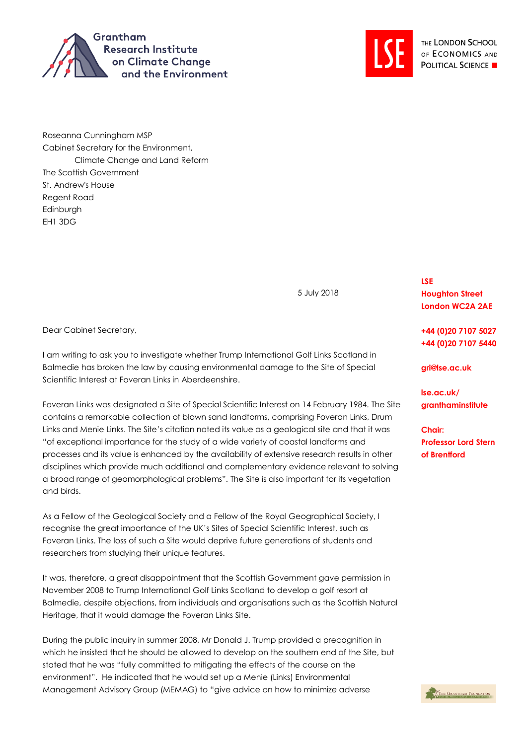Grantham Research Institute on Climate Change and the Environment

THE LONDON SCHOOL OF ECONOMICS AND POLITICAL SCIENCE

Roseanna Cunningham MSP
Cabinet Secretary for the Environment,
Climate Change and Land Reform
The Scottish Government
St. Andrew's House
Regent Road
Edinburgh
EH1 3DG

5 July 2018

**LSE**
**Houghton Street**
**London WC2A 2AE**

**+44 (0)20 7107 5027**
**+44 (0)20 7107 5440**

**gri@lse.ac.uk**

**lse.ac.uk/granthaminstitute**

**Chair:**
**Professor Lord Stern of Brentford**

Dear Cabinet Secretary,

I am writing to ask you to investigate whether Trump International Golf Links Scotland in Balmedie has broken the law by causing environmental damage to the Site of Special Scientific Interest at Foveran Links in Aberdeenshire.

Foveran Links was designated a Site of Special Scientific Interest on 14 February 1984. The Site contains a remarkable collection of blown sand landforms, comprising Foveran Links, Drum Links and Menie Links. The Site's citation noted its value as a geological site and that it was "of exceptional importance for the study of a wide variety of coastal landforms and processes and its value is enhanced by the availability of extensive research results in other disciplines which provide much additional and complementary evidence relevant to solving a broad range of geomorphological problems". The Site is also important for its vegetation and birds.

As a Fellow of the Geological Society and a Fellow of the Royal Geographical Society, I recognise the great importance of the UK's Sites of Special Scientific Interest, such as Foveran Links. The loss of such a Site would deprive future generations of students and researchers from studying their unique features.

It was, therefore, a great disappointment that the Scottish Government gave permission in November 2008 to Trump International Golf Links Scotland to develop a golf resort at Balmedie, despite objections, from individuals and organisations such as the Scottish Natural Heritage, that it would damage the Foveran Links Site.

During the public inquiry in summer 2008, Mr Donald J. Trump provided a precognition in which he insisted that he should be allowed to develop on the southern end of the Site, but stated that he was "fully committed to mitigating the effects of the course on the environment". He indicated that he would set up a Menie (Links) Environmental Management Advisory Group (MEMAG) to "give advice on how to minimize adverse

The Grantham Foundation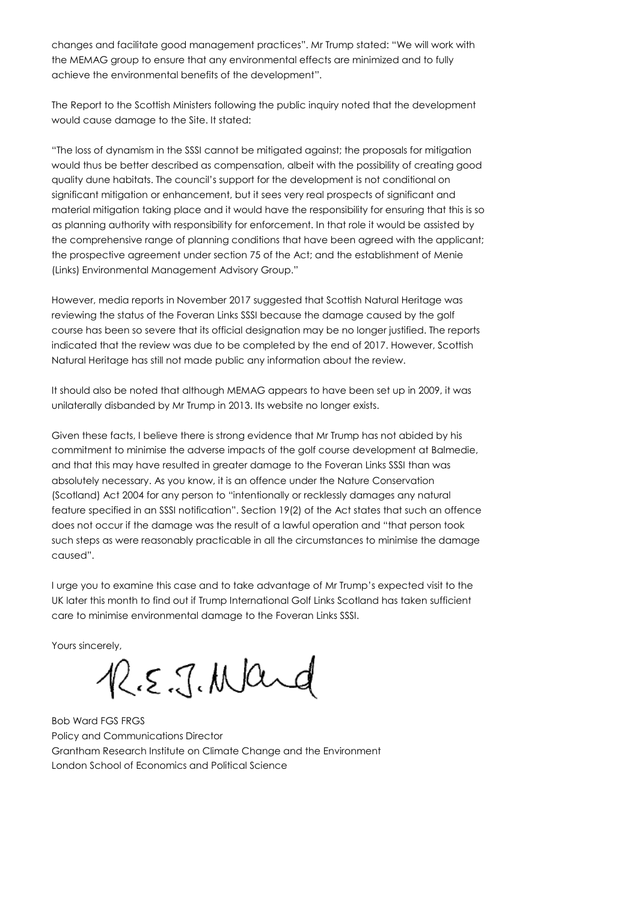changes and facilitate good management practices". Mr Trump stated: "We will work with the MEMAG group to ensure that any environmental effects are minimized and to fully achieve the environmental benefits of the development".

The Report to the Scottish Ministers following the public inquiry noted that the development would cause damage to the Site. It stated:

"The loss of dynamism in the SSSI cannot be mitigated against; the proposals for mitigation would thus be better described as compensation, albeit with the possibility of creating good quality dune habitats. The council's support for the development is not conditional on significant mitigation or enhancement, but it sees very real prospects of significant and material mitigation taking place and it would have the responsibility for ensuring that this is so as planning authority with responsibility for enforcement. In that role it would be assisted by the comprehensive range of planning conditions that have been agreed with the applicant; the prospective agreement under section 75 of the Act; and the establishment of Menie (Links) Environmental Management Advisory Group."

However, media reports in November 2017 suggested that Scottish Natural Heritage was reviewing the status of the Foveran Links SSSI because the damage caused by the golf course has been so severe that its official designation may be no longer justified. The reports indicated that the review was due to be completed by the end of 2017. However, Scottish Natural Heritage has still not made public any information about the review.

It should also be noted that although MEMAG appears to have been set up in 2009, it was unilaterally disbanded by Mr Trump in 2013. Its website no longer exists.

Given these facts, I believe there is strong evidence that Mr Trump has not abided by his commitment to minimise the adverse impacts of the golf course development at Balmedie, and that this may have resulted in greater damage to the Foveran Links SSSI than was absolutely necessary. As you know, it is an offence under the Nature Conservation (Scotland) Act 2004 for any person to "intentionally or recklessly damages any natural feature specified in an SSSI notification". Section 19(2) of the Act states that such an offence does not occur if the damage was the result of a lawful operation and "that person took such steps as were reasonably practicable in all the circumstances to minimise the damage caused".

I urge you to examine this case and to take advantage of Mr Trump's expected visit to the UK later this month to find out if Trump International Golf Links Scotland has taken sufficient care to minimise environmental damage to the Foveran Links SSSI.

Yours sincerely,

R.E.J. Ward

Bob Ward FGS FRGS
Policy and Communications Director
Grantham Research Institute on Climate Change and the Environment
London School of Economics and Political Science